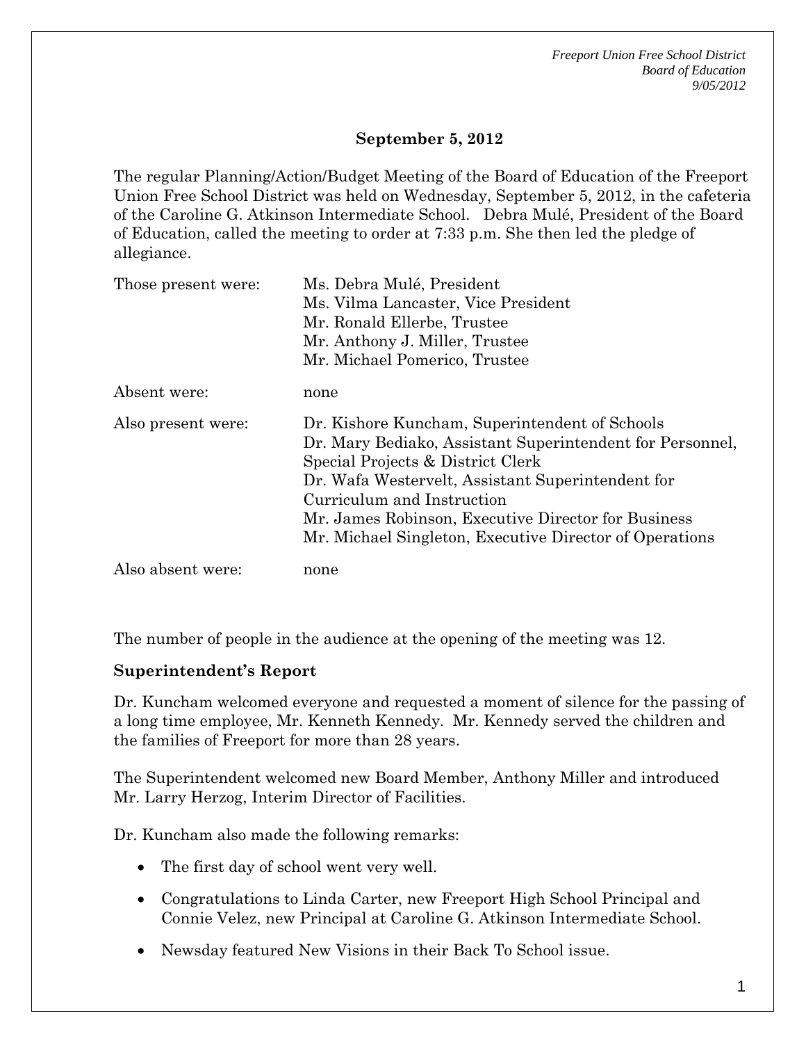**September 5, 2012**

The regular Planning/Action/Budget Meeting of the Board of Education of the Freeport Union Free School District was held on Wednesday, September 5, 2012, in the cafeteria of the Caroline G. Atkinson Intermediate School. Debra Mulé, President of the Board of Education, called the meeting to order at 7:33 p.m. She then led the pledge of allegiance.

| | |
|---|---|
| Those present were: | Ms. Debra Mulé, President<br>Ms. Vilma Lancaster, Vice President<br>Mr. Ronald Ellerbe, Trustee<br>Mr. Anthony J. Miller, Trustee<br>Mr. Michael Pomerico, Trustee |
| Absent were: | none |
| Also present were: | Dr. Kishore Kuncham, Superintendent of Schools<br>Dr. Mary Bediako, Assistant Superintendent for Personnel, Special Projects & District Clerk<br>Dr. Wafa Westervelt, Assistant Superintendent for Curriculum and Instruction<br>Mr. James Robinson, Executive Director for Business<br>Mr. Michael Singleton, Executive Director of Operations |
| Also absent were: | none |

The number of people in the audience at the opening of the meeting was 12.

**Superintendent's Report**

Dr. Kuncham welcomed everyone and requested a moment of silence for the passing of a long time employee, Mr. Kenneth Kennedy. Mr. Kennedy served the children and the families of Freeport for more than 28 years.

The Superintendent welcomed new Board Member, Anthony Miller and introduced Mr. Larry Herzog, Interim Director of Facilities.

Dr. Kuncham also made the following remarks:

- The first day of school went very well.
- Congratulations to Linda Carter, new Freeport High School Principal and Connie Velez, new Principal at Caroline G. Atkinson Intermediate School.
- Newsday featured New Visions in their Back To School issue.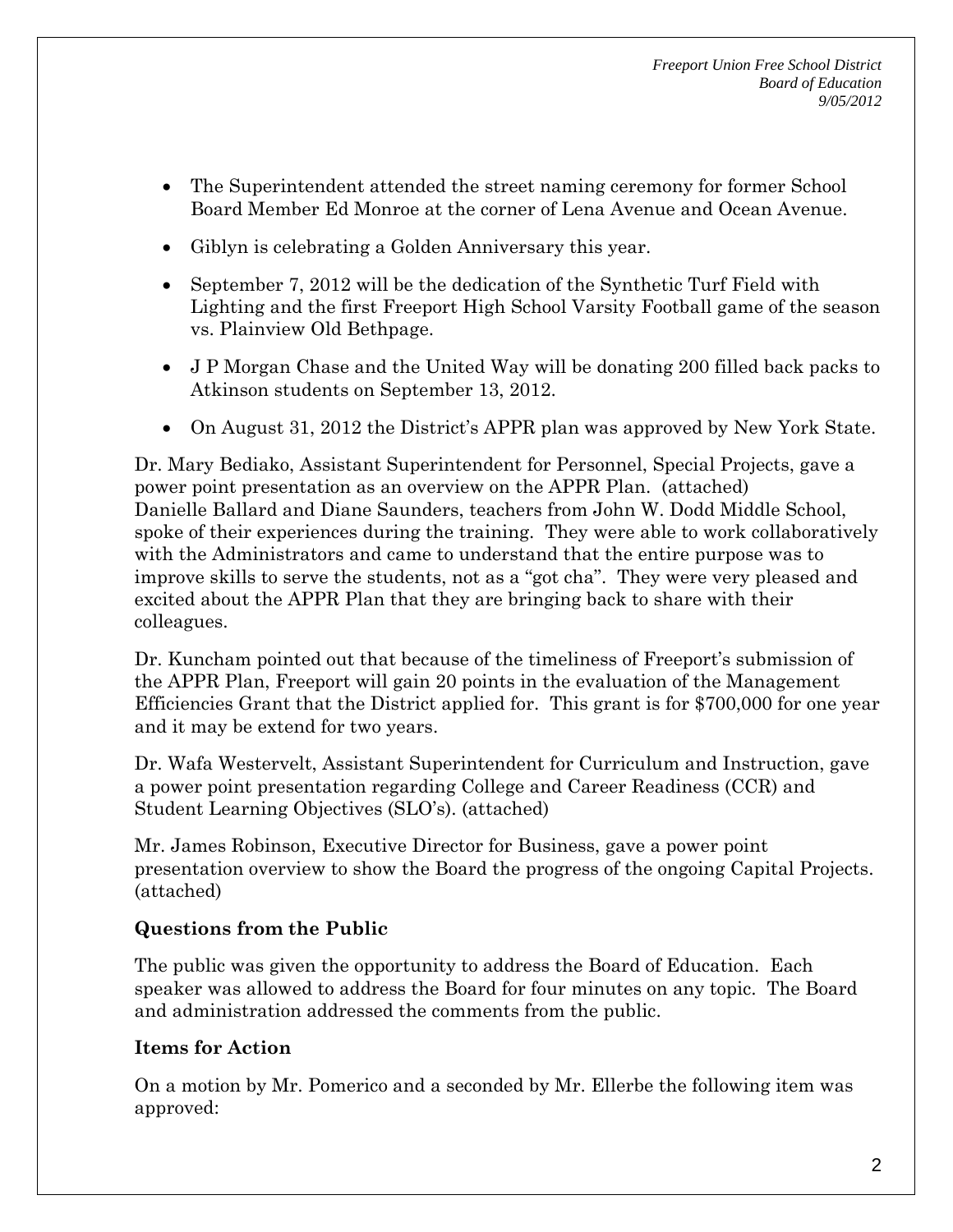- The Superintendent attended the street naming ceremony for former School Board Member Ed Monroe at the corner of Lena Avenue and Ocean Avenue.
- Giblyn is celebrating a Golden Anniversary this year.
- September 7, 2012 will be the dedication of the Synthetic Turf Field with Lighting and the first Freeport High School Varsity Football game of the season vs. Plainview Old Bethpage.
- J P Morgan Chase and the United Way will be donating 200 filled back packs to Atkinson students on September 13, 2012.
- On August 31, 2012 the District's APPR plan was approved by New York State.

Dr. Mary Bediako, Assistant Superintendent for Personnel, Special Projects, gave a power point presentation as an overview on the APPR Plan. (attached) Danielle Ballard and Diane Saunders, teachers from John W. Dodd Middle School, spoke of their experiences during the training. They were able to work collaboratively with the Administrators and came to understand that the entire purpose was to improve skills to serve the students, not as a "got cha". They were very pleased and excited about the APPR Plan that they are bringing back to share with their colleagues.

Dr. Kuncham pointed out that because of the timeliness of Freeport's submission of the APPR Plan, Freeport will gain 20 points in the evaluation of the Management Efficiencies Grant that the District applied for. This grant is for $700,000 for one year and it may be extend for two years.

Dr. Wafa Westervelt, Assistant Superintendent for Curriculum and Instruction, gave a power point presentation regarding College and Career Readiness (CCR) and Student Learning Objectives (SLO's). (attached)

Mr. James Robinson, Executive Director for Business, gave a power point presentation overview to show the Board the progress of the ongoing Capital Projects. (attached)

**Questions from the Public**

The public was given the opportunity to address the Board of Education. Each speaker was allowed to address the Board for four minutes on any topic. The Board and administration addressed the comments from the public.

**Items for Action**

On a motion by Mr. Pomerico and a seconded by Mr. Ellerbe the following item was approved: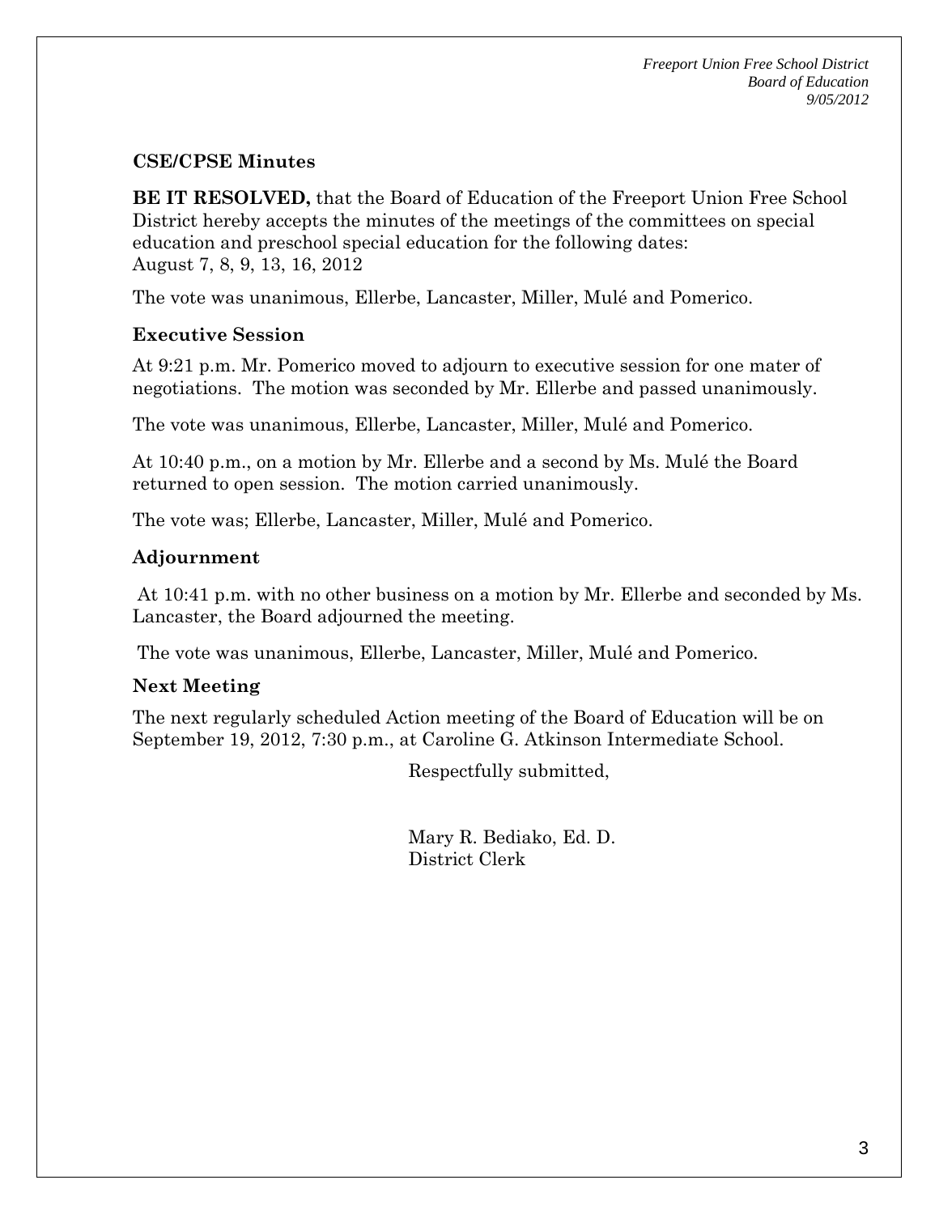### CSE/CPSE Minutes

**BE IT RESOLVED,** that the Board of Education of the Freeport Union Free School District hereby accepts the minutes of the meetings of the committees on special education and preschool special education for the following dates:
August 7, 8, 9, 13, 16, 2012

The vote was unanimous, Ellerbe, Lancaster, Miller, Mulé and Pomerico.

### Executive Session

At 9:21 p.m. Mr. Pomerico moved to adjourn to executive session for one mater of negotiations. The motion was seconded by Mr. Ellerbe and passed unanimously.

The vote was unanimous, Ellerbe, Lancaster, Miller, Mulé and Pomerico.

At 10:40 p.m., on a motion by Mr. Ellerbe and a second by Ms. Mulé the Board returned to open session. The motion carried unanimously.

The vote was; Ellerbe, Lancaster, Miller, Mulé and Pomerico.

### Adjournment

At 10:41 p.m. with no other business on a motion by Mr. Ellerbe and seconded by Ms. Lancaster, the Board adjourned the meeting.

The vote was unanimous, Ellerbe, Lancaster, Miller, Mulé and Pomerico.

### Next Meeting

The next regularly scheduled Action meeting of the Board of Education will be on September 19, 2012, 7:30 p.m., at Caroline G. Atkinson Intermediate School.

Respectfully submitted,

Mary R. Bediako, Ed. D.
District Clerk